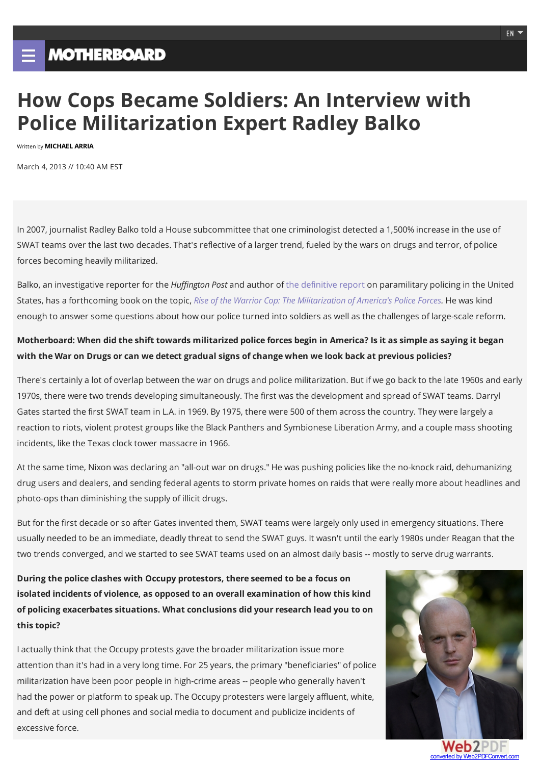# How Cops Became Soldiers: An Interview with Police Militarization Expert Radley Balko

Written by **MICHAEL ARRIA**

March 4, 2013 // 10:40 AM EST

In 2007, journalist Radley Balko told a House subcommittee that one criminologist detected a 1,500% increase in the use of SWAT teams over the last two decades. That's reflective of a larger trend, fueled by the wars on drugs and terror, of police forces becoming heavily militarized.

Balko, an investigative reporter for the *Huffington Post* and author of the definitive report on paramilitary policing in the United States, has a forthcoming book on the topic, *Rise of the Warrior Cop: The Militarization of America's Police Forces*. He was kind enough to answer some questions about how our police turned into soldiers as well as the challenges of large-scale reform.

**Motherboard: When did the shift towards militarized police forces begin in America? Is it as simple as saying it began with the War on Drugs or can we detect gradual signs of change when we look back at previous policies?**

There's certainly a lot of overlap between the war on drugs and police militarization. But if we go back to the late 1960s and early 1970s, there were two trends developing simultaneously. The first was the development and spread of SWAT teams. Darryl Gates started the first SWAT team in L.A. in 1969. By 1975, there were 500 of them across the country. They were largely a reaction to riots, violent protest groups like the Black Panthers and Symbionese Liberation Army, and a couple mass shooting incidents, like the Texas clock tower massacre in 1966.

At the same time, Nixon was declaring an "all-out war on drugs." He was pushing policies like the no-knock raid, dehumanizing drug users and dealers, and sending federal agents to storm private homes on raids that were really more about headlines and photo-ops than diminishing the supply of illicit drugs.

But for the first decade or so after Gates invented them, SWAT teams were largely only used in emergency situations. There usually needed to be an immediate, deadly threat to send the SWAT guys. It wasn't until the early 1980s under Reagan that the two trends converged, and we started to see SWAT teams used on an almost daily basis -- mostly to serve drug warrants.

**During the police clashes with Occupy protestors, there seemed to be a focus on isolated incidents of violence, as opposed to an overall examination of how this kind of policing exacerbates situations. What conclusions did your research lead you to on this topic?**

I actually think that the Occupy protests gave the broader militarization issue more attention than it's had in a very long time. For 25 years, the primary "beneficiaries" of police militarization have been poor people in high-crime areas -- people who generally haven't had the power or platform to speak up. The Occupy protesters were largely affluent, white, and deft at using cell phones and social media to document and publicize incidents of excessive force.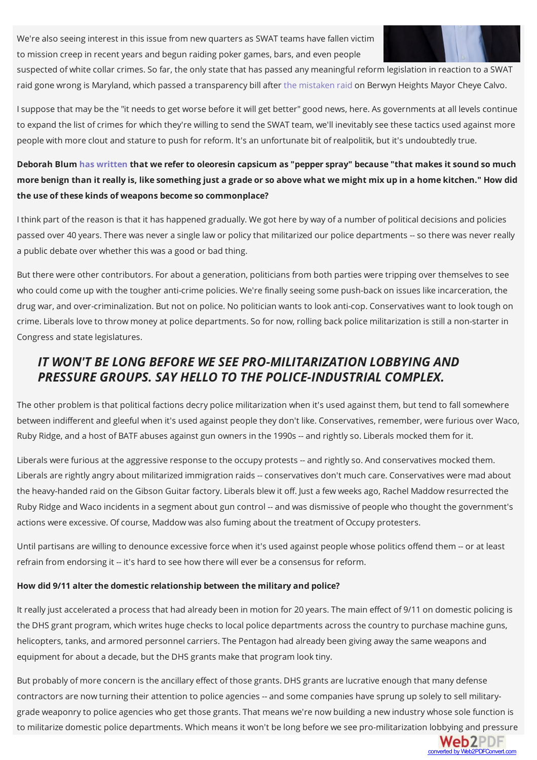We're also seeing interest in this issue from new quarters as SWAT teams have fallen victim to mission creep in recent years and begun raiding poker games, bars, and even people suspected of white collar crimes. So far, the only state that has passed any meaningful reform legislation in reaction to a SWAT raid gone wrong is Maryland, which passed a transparency bill after the mistaken raid on Berwyn Heights Mayor Cheye Calvo.

I suppose that may be the "it needs to get worse before it will get better" good news, here. As governments at all levels continue to expand the list of crimes for which they're willing to send the SWAT team, we'll inevitably see these tactics used against more people with more clout and stature to push for reform. It's an unfortunate bit of realpolitik, but it's undoubtedly true.

**Deborah Blum has written that we refer to oleoresin capsicum as "pepper spray" because "that makes it sound so much more benign than it really is, like something just a grade or so above what we might mix up in a home kitchen." How did the use of these kinds of weapons become so commonplace?**

I think part of the reason is that it has happened gradually. We got here by way of a number of political decisions and policies passed over 40 years. There was never a single law or policy that militarized our police departments -- so there was never really a public debate over whether this was a good or bad thing.

But there were other contributors. For about a generation, politicians from both parties were tripping over themselves to see who could come up with the tougher anti-crime policies. We're finally seeing some push-back on issues like incarceration, the drug war, and over-criminalization. But not on police. No politician wants to look anti-cop. Conservatives want to look tough on crime. Liberals love to throw money at police departments. So for now, rolling back police militarization is still a non-starter in Congress and state legislatures.

> ***IT WON'T BE LONG BEFORE WE SEE PRO-MILITARIZATION LOBBYING AND PRESSURE GROUPS. SAY HELLO TO THE POLICE-INDUSTRIAL COMPLEX.***

The other problem is that political factions decry police militarization when it's used against them, but tend to fall somewhere between indifferent and gleeful when it's used against people they don't like. Conservatives, remember, were furious over Waco, Ruby Ridge, and a host of BATF abuses against gun owners in the 1990s -- and rightly so. Liberals mocked them for it.

Liberals were furious at the aggressive response to the occupy protests -- and rightly so. And conservatives mocked them. Liberals are rightly angry about militarized immigration raids -- conservatives don't much care. Conservatives were mad about the heavy-handed raid on the Gibson Guitar factory. Liberals blew it off. Just a few weeks ago, Rachel Maddow resurrected the Ruby Ridge and Waco incidents in a segment about gun control -- and was dismissive of people who thought the government's actions were excessive. Of course, Maddow was also fuming about the treatment of Occupy protesters.

Until partisans are willing to denounce excessive force when it's used against people whose politics offend them -- or at least refrain from endorsing it -- it's hard to see how there will ever be a consensus for reform.

**How did 9/11 alter the domestic relationship between the military and police?**

It really just accelerated a process that had already been in motion for 20 years. The main effect of 9/11 on domestic policing is the DHS grant program, which writes huge checks to local police departments across the country to purchase machine guns, helicopters, tanks, and armored personnel carriers. The Pentagon had already been giving away the same weapons and equipment for about a decade, but the DHS grants make that program look tiny.

But probably of more concern is the ancillary effect of those grants. DHS grants are lucrative enough that many defense contractors are now turning their attention to police agencies -- and some companies have sprung up solely to sell military-grade weaponry to police agencies who get those grants. That means we're now building a new industry whose sole function is to militarize domestic police departments. Which means it won't be long before we see pro-militarization lobbying and pressure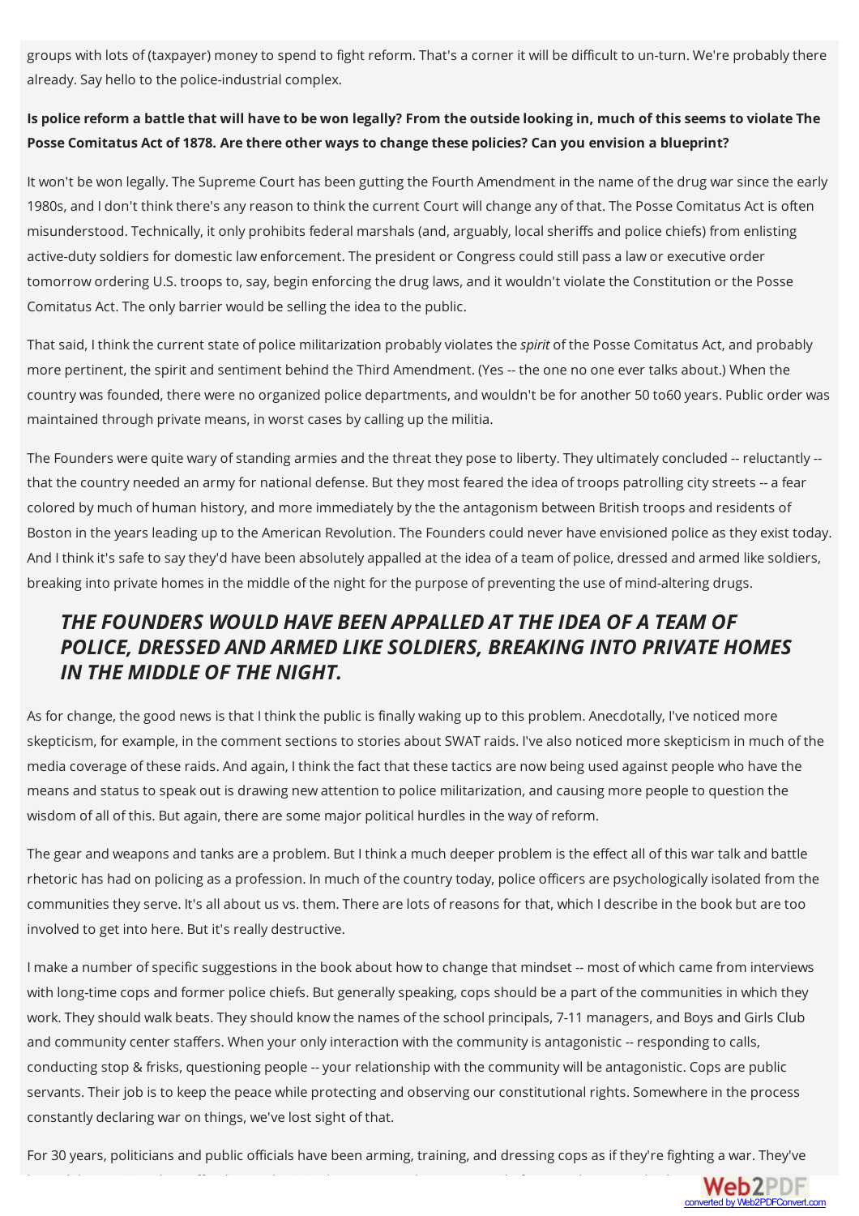groups with lots of (taxpayer) money to spend to fight reform. That's a corner it will be difficult to un-turn. We're probably there already. Say hello to the police-industrial complex.

**Is police reform a battle that will have to be won legally? From the outside looking in, much of this seems to violate The Posse Comitatus Act of 1878. Are there other ways to change these policies? Can you envision a blueprint?**

It won't be won legally. The Supreme Court has been gutting the Fourth Amendment in the name of the drug war since the early 1980s, and I don't think there's any reason to think the current Court will change any of that. The Posse Comitatus Act is often misunderstood. Technically, it only prohibits federal marshals (and, arguably, local sheriffs and police chiefs) from enlisting active-duty soldiers for domestic law enforcement. The president or Congress could still pass a law or executive order tomorrow ordering U.S. troops to, say, begin enforcing the drug laws, and it wouldn't violate the Constitution or the Posse Comitatus Act. The only barrier would be selling the idea to the public.

That said, I think the current state of police militarization probably violates the *spirit* of the Posse Comitatus Act, and probably more pertinent, the spirit and sentiment behind the Third Amendment. (Yes -- the one no one ever talks about.) When the country was founded, there were no organized police departments, and wouldn't be for another 50 to60 years. Public order was maintained through private means, in worst cases by calling up the militia.

The Founders were quite wary of standing armies and the threat they pose to liberty. They ultimately concluded -- reluctantly -- that the country needed an army for national defense. But they most feared the idea of troops patrolling city streets -- a fear colored by much of human history, and more immediately by the the antagonism between British troops and residents of Boston in the years leading up to the American Revolution. The Founders could never have envisioned police as they exist today. And I think it's safe to say they'd have been absolutely appalled at the idea of a team of police, dressed and armed like soldiers, breaking into private homes in the middle of the night for the purpose of preventing the use of mind-altering drugs.

***THE FOUNDERS WOULD HAVE BEEN APPALLED AT THE IDEA OF A TEAM OF POLICE, DRESSED AND ARMED LIKE SOLDIERS, BREAKING INTO PRIVATE HOMES IN THE MIDDLE OF THE NIGHT.***

As for change, the good news is that I think the public is finally waking up to this problem. Anecdotally, I've noticed more skepticism, for example, in the comment sections to stories about SWAT raids. I've also noticed more skepticism in much of the media coverage of these raids. And again, I think the fact that these tactics are now being used against people who have the means and status to speak out is drawing new attention to police militarization, and causing more people to question the wisdom of all of this. But again, there are some major political hurdles in the way of reform.

The gear and weapons and tanks are a problem. But I think a much deeper problem is the effect all of this war talk and battle rhetoric has had on policing as a profession. In much of the country today, police officers are psychologically isolated from the communities they serve. It's all about us vs. them. There are lots of reasons for that, which I describe in the book but are too involved to get into here. But it's really destructive.

I make a number of specific suggestions in the book about how to change that mindset -- most of which came from interviews with long-time cops and former police chiefs. But generally speaking, cops should be a part of the communities in which they work. They should walk beats. They should know the names of the school principals, 7-11 managers, and Boys and Girls Club and community center staffers. When your only interaction with the community is antagonistic -- responding to calls, conducting stop & frisks, questioning people -- your relationship with the community will be antagonistic. Cops are public servants. Their job is to keep the peace while protecting and observing our constitutional rights. Somewhere in the process constantly declaring war on things, we've lost sight of that.

For 30 years, politicians and public officials have been arming, training, and dressing cops as if they're fighting a war. They've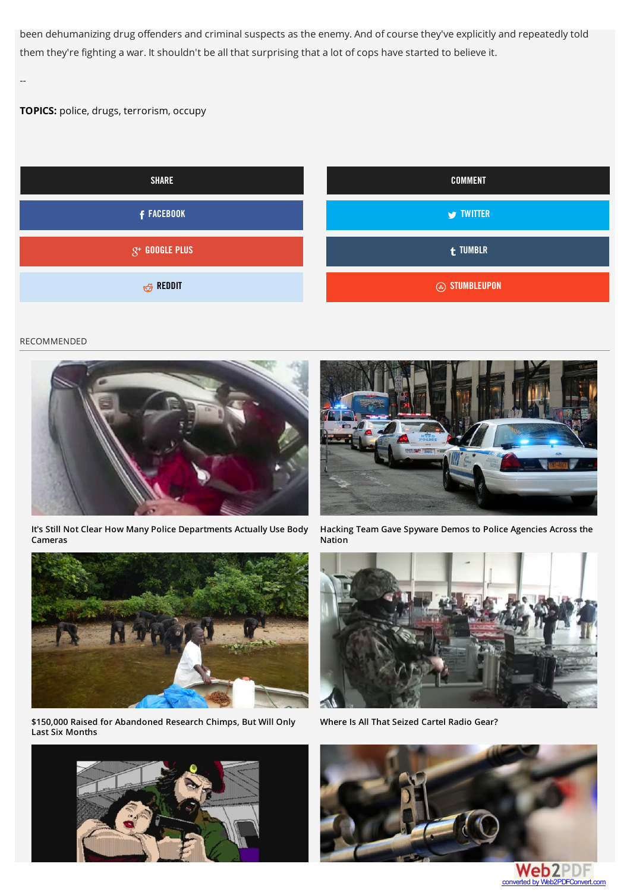been dehumanizing drug offenders and criminal suspects as the enemy. And of course they've explicitly and repeatedly told them they're fighting a war. It shouldn't be all that surprising that a lot of cops have started to believe it.

--

**TOPICS:** police, drugs, terrorism, occupy

SHARE

COMMENT

FACEBOOK

TWITTER

GOOGLE PLUS

TUMBLR

REDDIT

STUMBLEUPON

RECOMMENDED

It's Still Not Clear How Many Police Departments Actually Use Body Cameras

Hacking Team Gave Spyware Demos to Police Agencies Across the Nation

$150,000 Raised for Abandoned Research Chimps, But Will Only Last Six Months

Where Is All That Seized Cartel Radio Gear?